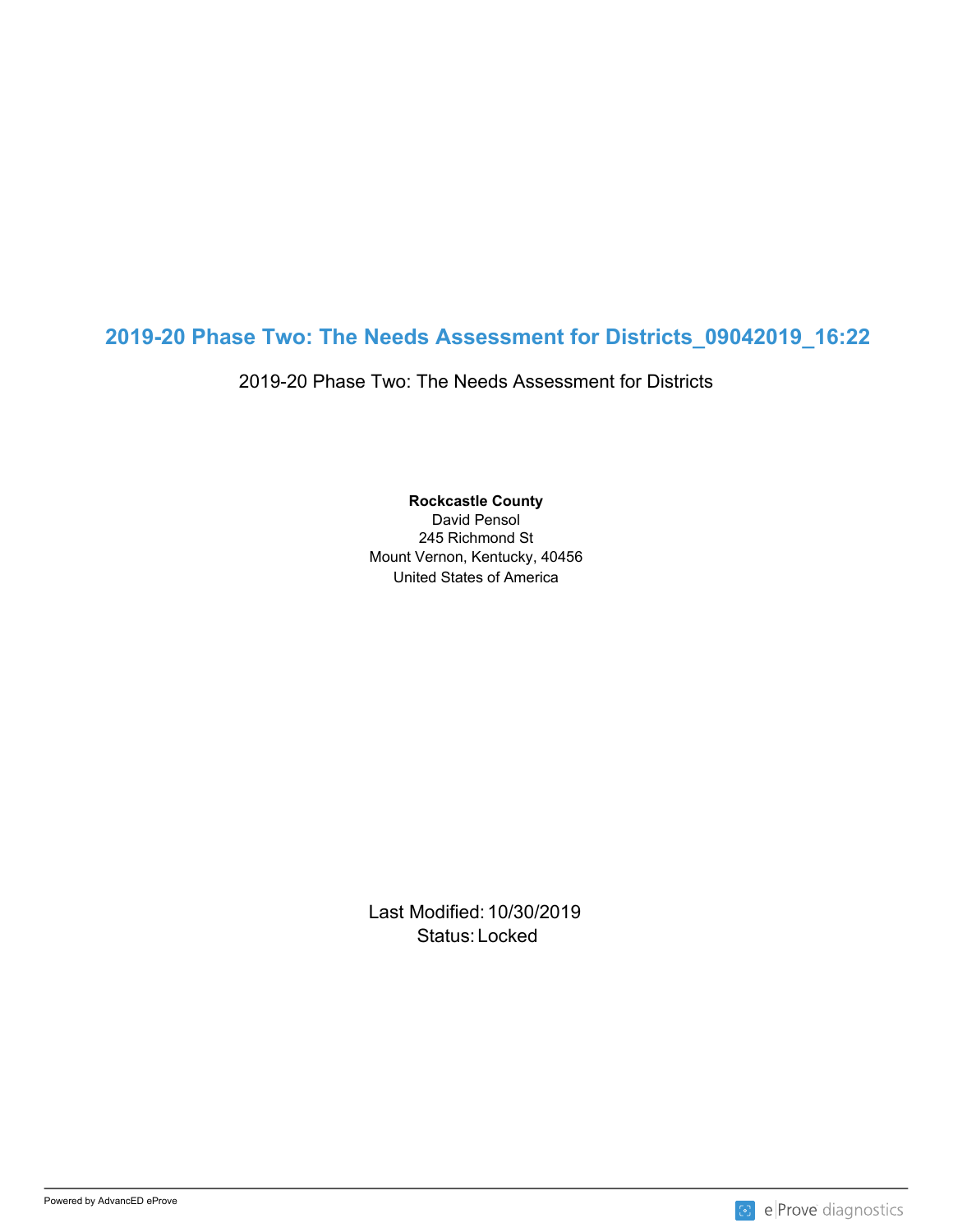# 2019-20 Phase Two: The Needs Assessment for Districts_09042019_16:22

2019-20 Phase Two: The Needs Assessment for Districts

**Rockcastle County**
David Pensol
245 Richmond St
Mount Vernon, Kentucky, 40456
United States of America

Last Modified: 10/30/2019
Status: Locked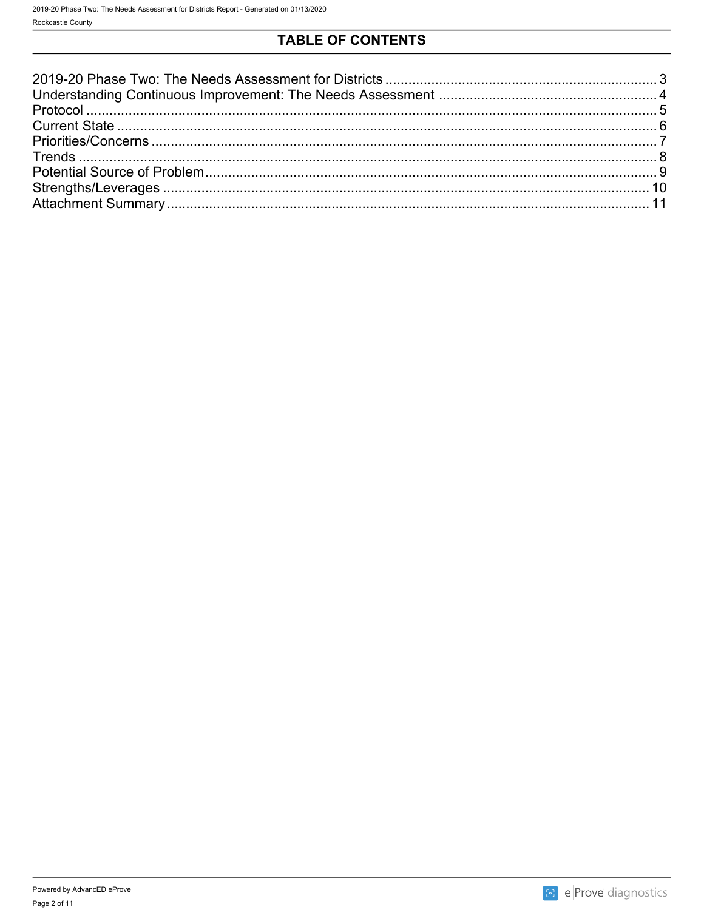# TABLE OF CONTENTS

2019-20 Phase Two: The Needs Assessment for Districts ........ 3
Understanding Continuous Improvement: The Needs Assessment ........ 4
Protocol ........ 5
Current State ........ 6
Priorities/Concerns ........ 7
Trends ........ 8
Potential Source of Problem ........ 9
Strengths/Leverages ........ 10
Attachment Summary ........ 11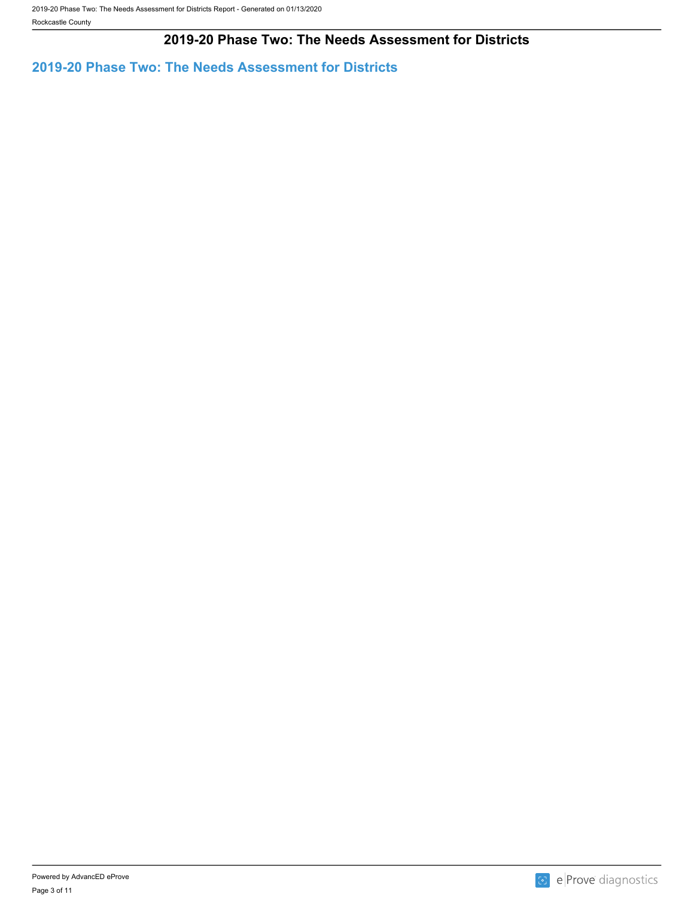# 2019-20 Phase Two: The Needs Assessment for Districts

## 2019-20 Phase Two: The Needs Assessment for Districts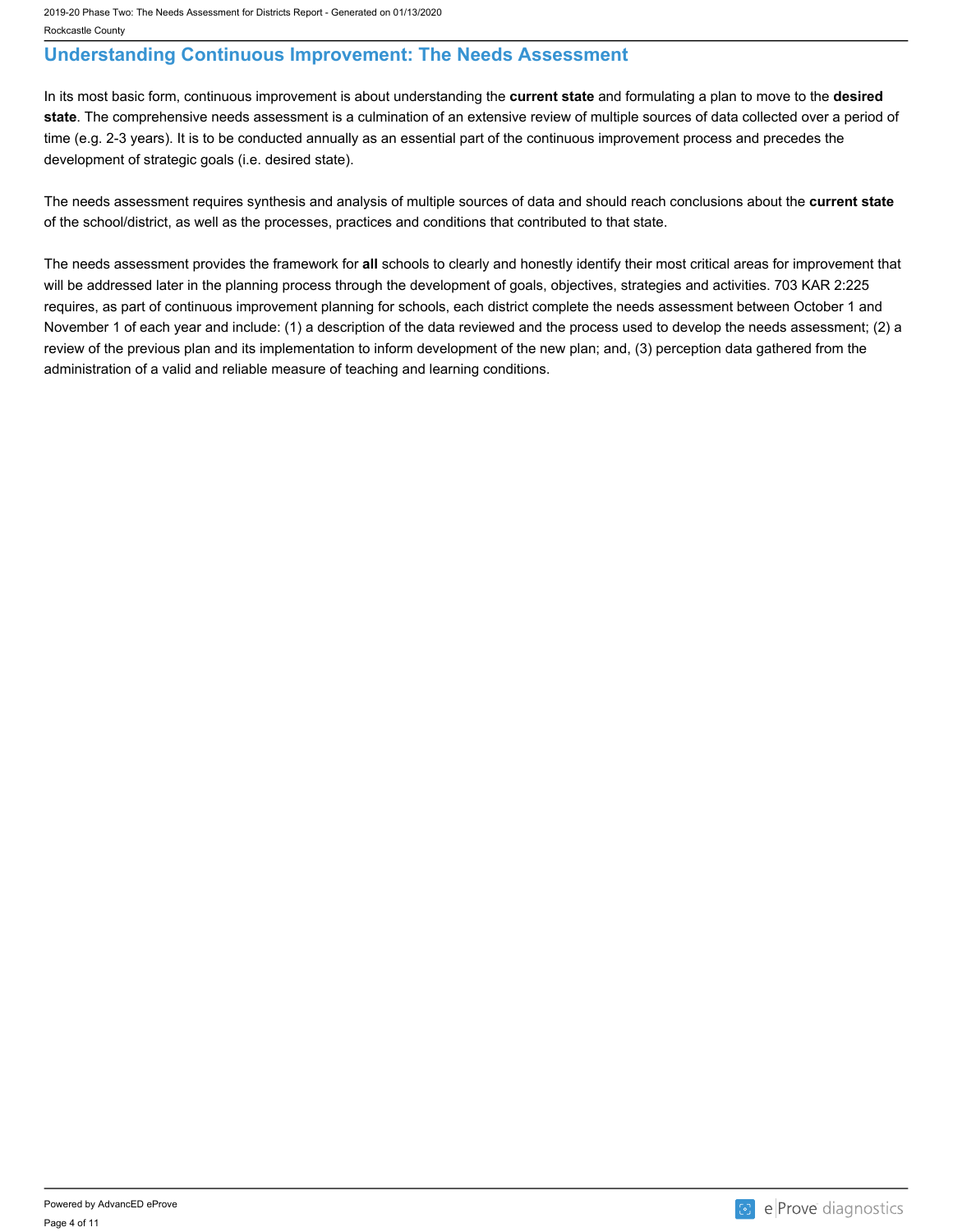## Understanding Continuous Improvement: The Needs Assessment

In its most basic form, continuous improvement is about understanding the **current state** and formulating a plan to move to the **desired state**. The comprehensive needs assessment is a culmination of an extensive review of multiple sources of data collected over a period of time (e.g. 2-3 years). It is to be conducted annually as an essential part of the continuous improvement process and precedes the development of strategic goals (i.e. desired state).

The needs assessment requires synthesis and analysis of multiple sources of data and should reach conclusions about the **current state** of the school/district, as well as the processes, practices and conditions that contributed to that state.

The needs assessment provides the framework for **all** schools to clearly and honestly identify their most critical areas for improvement that will be addressed later in the planning process through the development of goals, objectives, strategies and activities. 703 KAR 2:225 requires, as part of continuous improvement planning for schools, each district complete the needs assessment between October 1 and November 1 of each year and include: (1) a description of the data reviewed and the process used to develop the needs assessment; (2) a review of the previous plan and its implementation to inform development of the new plan; and, (3) perception data gathered from the administration of a valid and reliable measure of teaching and learning conditions.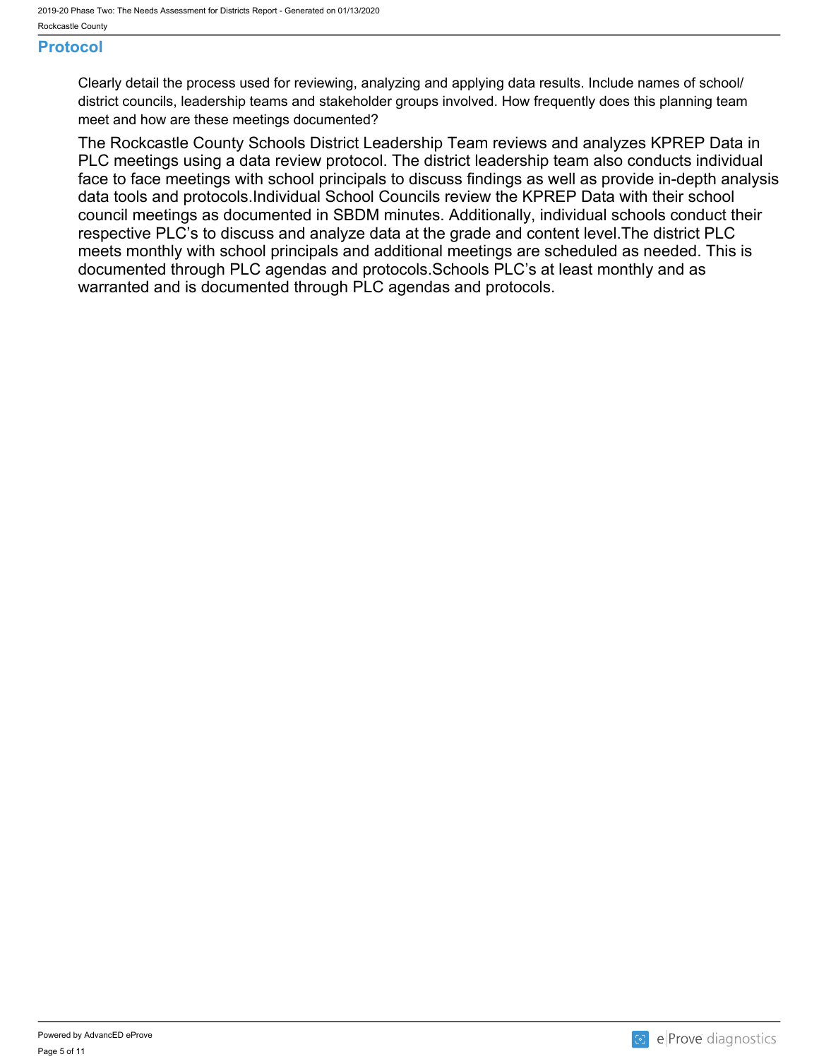## Protocol

Clearly detail the process used for reviewing, analyzing and applying data results. Include names of school/ district councils, leadership teams and stakeholder groups involved. How frequently does this planning team meet and how are these meetings documented?

The Rockcastle County Schools District Leadership Team reviews and analyzes KPREP Data in PLC meetings using a data review protocol. The district leadership team also conducts individual face to face meetings with school principals to discuss findings as well as provide in-depth analysis data tools and protocols.Individual School Councils review the KPREP Data with their school council meetings as documented in SBDM minutes. Additionally, individual schools conduct their respective PLC's to discuss and analyze data at the grade and content level.The district PLC meets monthly with school principals and additional meetings are scheduled as needed. This is documented through PLC agendas and protocols.Schools PLC's at least monthly and as warranted and is documented through PLC agendas and protocols.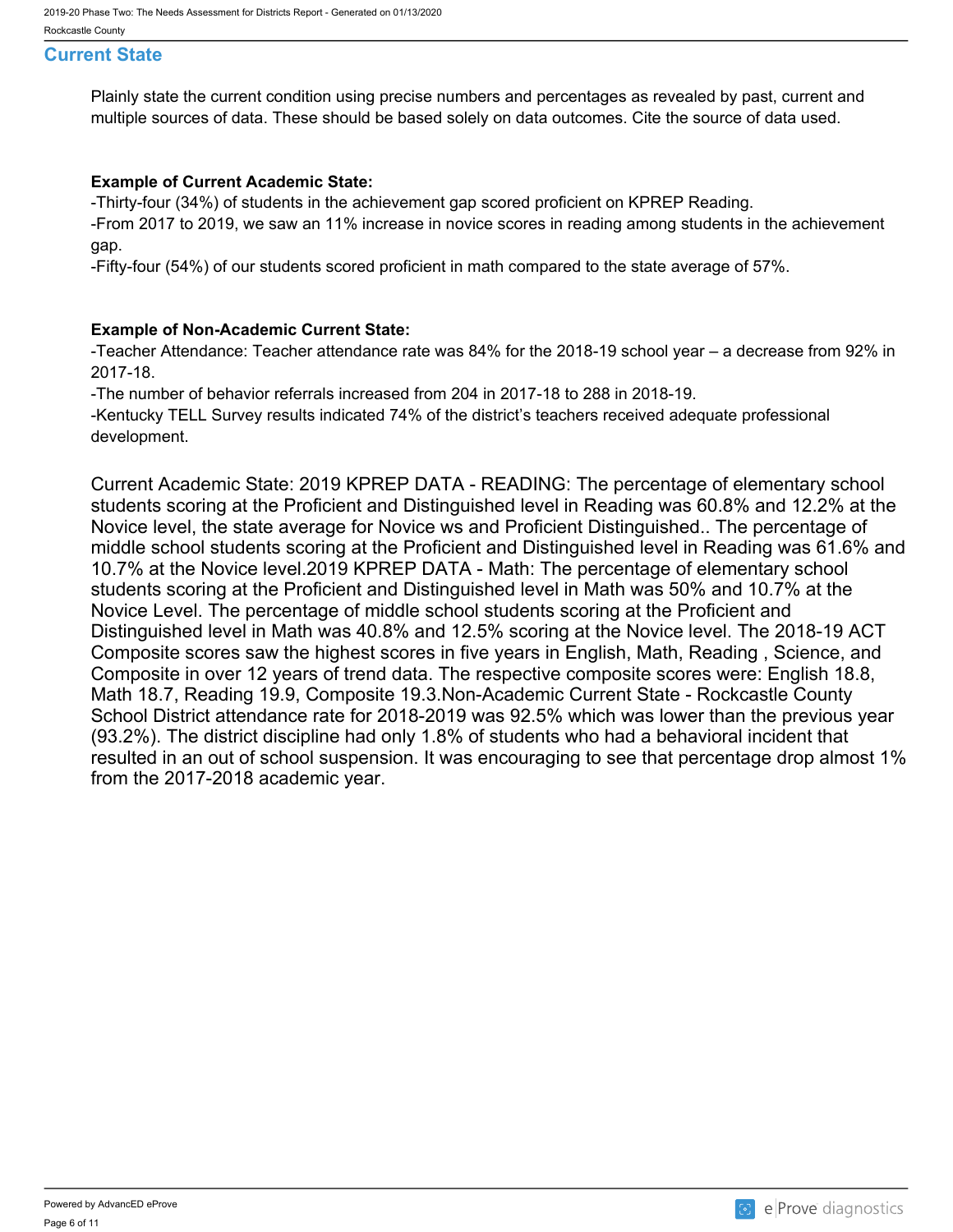## Current State

Plainly state the current condition using precise numbers and percentages as revealed by past, current and multiple sources of data. These should be based solely on data outcomes. Cite the source of data used.

**Example of Current Academic State:**

-Thirty-four (34%) of students in the achievement gap scored proficient on KPREP Reading.
-From 2017 to 2019, we saw an 11% increase in novice scores in reading among students in the achievement gap.
-Fifty-four (54%) of our students scored proficient in math compared to the state average of 57%.

**Example of Non-Academic Current State:**

-Teacher Attendance: Teacher attendance rate was 84% for the 2018-19 school year – a decrease from 92% in 2017-18.
-The number of behavior referrals increased from 204 in 2017-18 to 288 in 2018-19.
-Kentucky TELL Survey results indicated 74% of the district's teachers received adequate professional development.

Current Academic State: 2019 KPREP DATA - READING: The percentage of elementary school students scoring at the Proficient and Distinguished level in Reading was 60.8% and 12.2% at the Novice level, the state average for Novice ws and Proficient Distinguished.. The percentage of middle school students scoring at the Proficient and Distinguished level in Reading was 61.6% and 10.7% at the Novice level.2019 KPREP DATA - Math: The percentage of elementary school students scoring at the Proficient and Distinguished level in Math was 50% and 10.7% at the Novice Level. The percentage of middle school students scoring at the Proficient and Distinguished level in Math was 40.8% and 12.5% scoring at the Novice level. The 2018-19 ACT Composite scores saw the highest scores in five years in English, Math, Reading , Science, and Composite in over 12 years of trend data. The respective composite scores were: English 18.8, Math 18.7, Reading 19.9, Composite 19.3.Non-Academic Current State - Rockcastle County School District attendance rate for 2018-2019 was 92.5% which was lower than the previous year (93.2%). The district discipline had only 1.8% of students who had a behavioral incident that resulted in an out of school suspension. It was encouraging to see that percentage drop almost 1% from the 2017-2018 academic year.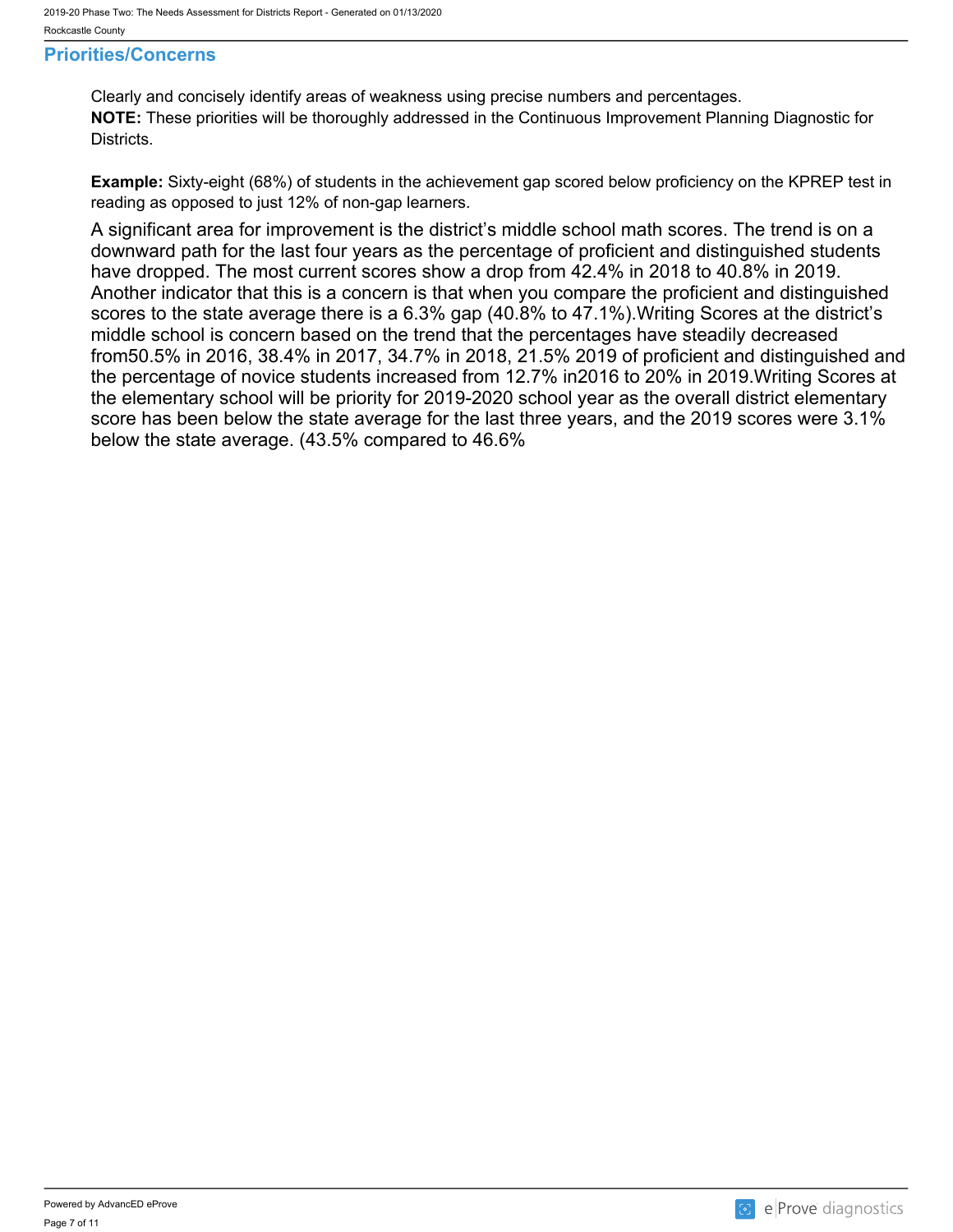## Priorities/Concerns

Clearly and concisely identify areas of weakness using precise numbers and percentages.
**NOTE:** These priorities will be thoroughly addressed in the Continuous Improvement Planning Diagnostic for Districts.

**Example:** Sixty-eight (68%) of students in the achievement gap scored below proficiency on the KPREP test in reading as opposed to just 12% of non-gap learners.

A significant area for improvement is the district's middle school math scores. The trend is on a downward path for the last four years as the percentage of proficient and distinguished students have dropped. The most current scores show a drop from 42.4% in 2018 to 40.8% in 2019. Another indicator that this is a concern is that when you compare the proficient and distinguished scores to the state average there is a 6.3% gap (40.8% to 47.1%).Writing Scores at the district's middle school is concern based on the trend that the percentages have steadily decreased from50.5% in 2016, 38.4% in 2017, 34.7% in 2018, 21.5% 2019 of proficient and distinguished and the percentage of novice students increased from 12.7% in2016 to 20% in 2019.Writing Scores at the elementary school will be priority for 2019-2020 school year as the overall district elementary score has been below the state average for the last three years, and the 2019 scores were 3.1% below the state average. (43.5% compared to 46.6%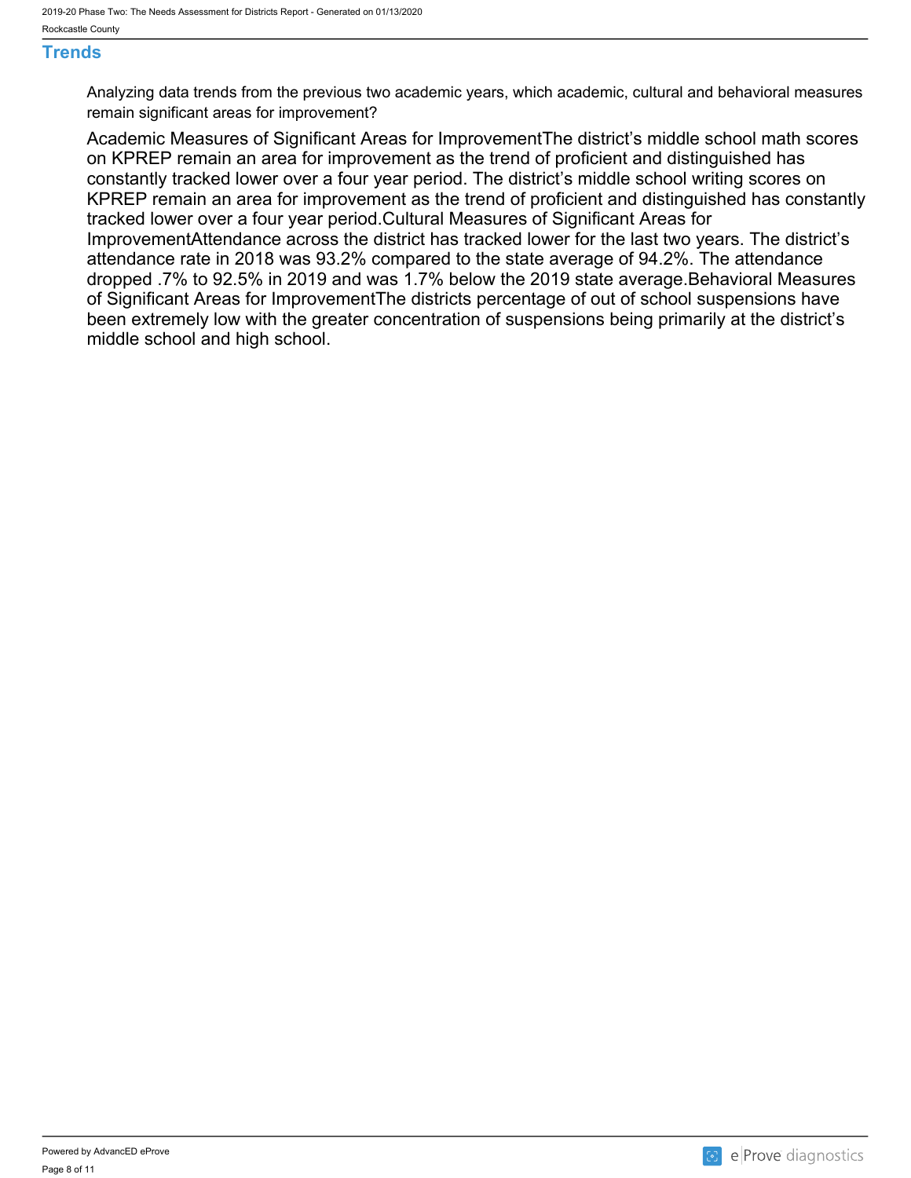## Trends

Analyzing data trends from the previous two academic years, which academic, cultural and behavioral measures remain significant areas for improvement?

Academic Measures of Significant Areas for ImprovementThe district’s middle school math scores on KPREP remain an area for improvement as the trend of proficient and distinguished has constantly tracked lower over a four year period. The district’s middle school writing scores on KPREP remain an area for improvement as the trend of proficient and distinguished has constantly tracked lower over a four year period.Cultural Measures of Significant Areas for ImprovementAttendance across the district has tracked lower for the last two years. The district’s attendance rate in 2018 was 93.2% compared to the state average of 94.2%. The attendance dropped .7% to 92.5% in 2019 and was 1.7% below the 2019 state average.Behavioral Measures of Significant Areas for ImprovementThe districts percentage of out of school suspensions have been extremely low with the greater concentration of suspensions being primarily at the district’s middle school and high school.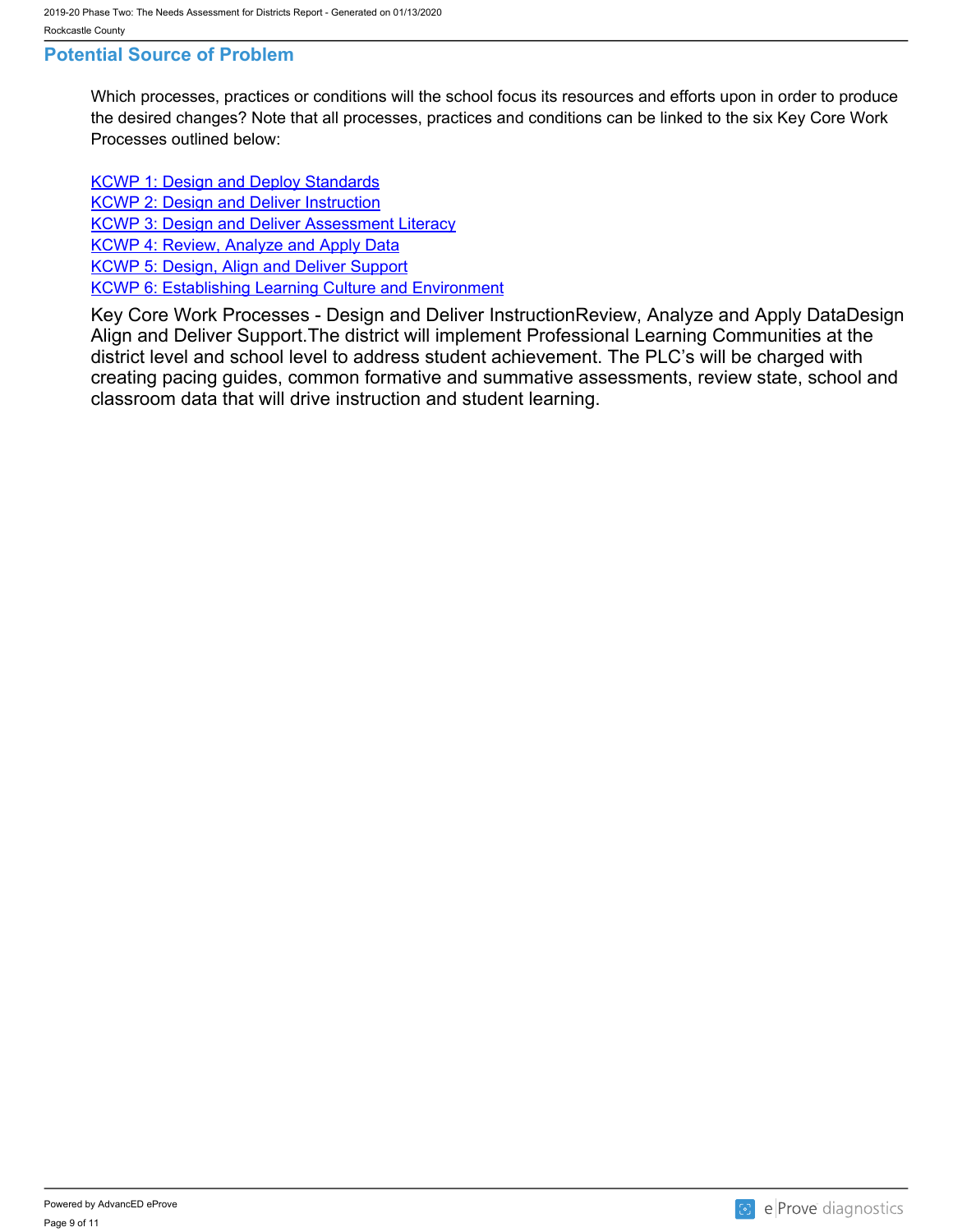## Potential Source of Problem

Which processes, practices or conditions will the school focus its resources and efforts upon in order to produce the desired changes? Note that all processes, practices and conditions can be linked to the six Key Core Work Processes outlined below:

KCWP 1: Design and Deploy Standards
KCWP 2: Design and Deliver Instruction
KCWP 3: Design and Deliver Assessment Literacy
KCWP 4: Review, Analyze and Apply Data
KCWP 5: Design, Align and Deliver Support
KCWP 6: Establishing Learning Culture and Environment

Key Core Work Processes - Design and Deliver InstructionReview, Analyze and Apply DataDesign Align and Deliver Support.The district will implement Professional Learning Communities at the district level and school level to address student achievement. The PLC's will be charged with creating pacing guides, common formative and summative assessments, review state, school and classroom data that will drive instruction and student learning.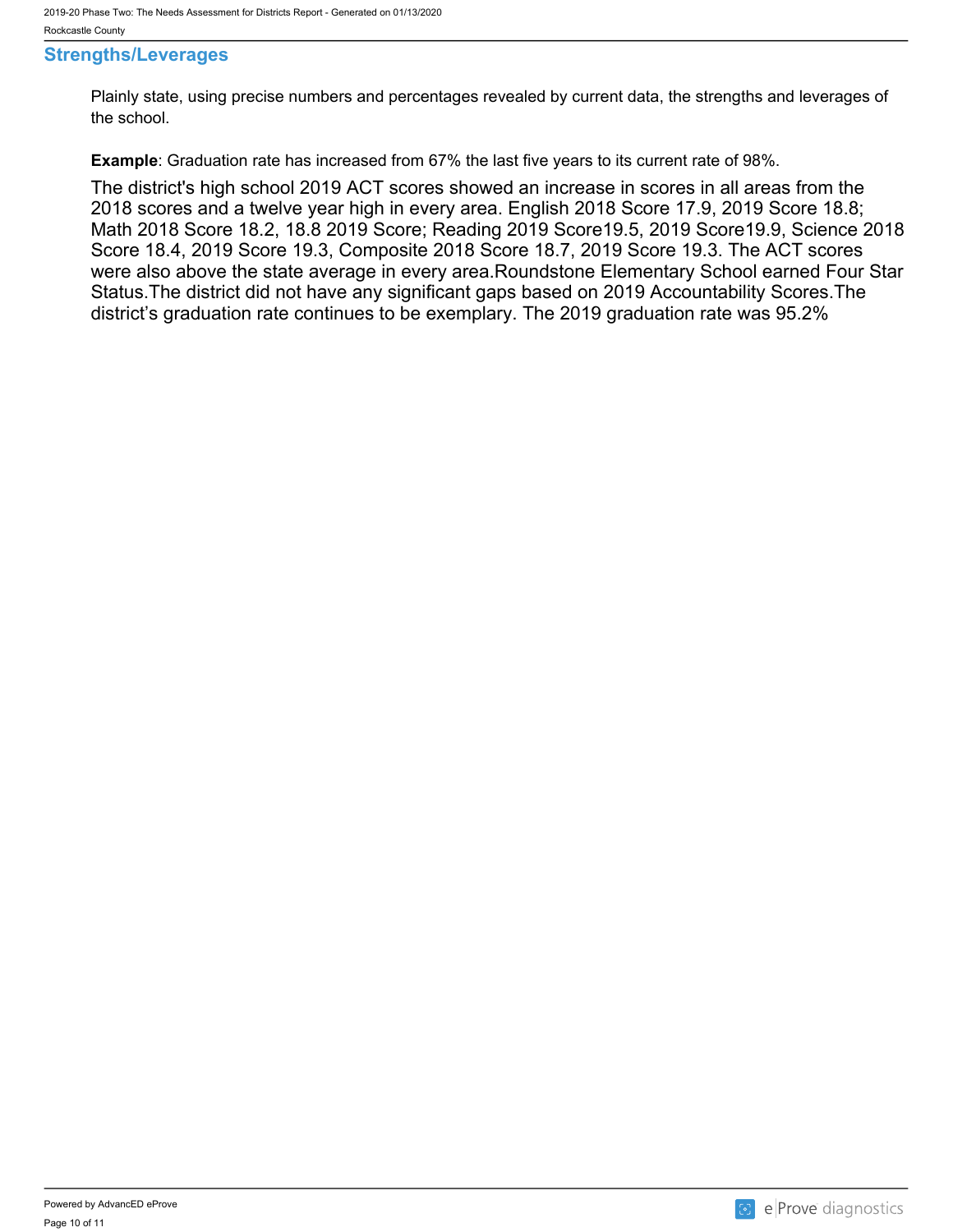## Strengths/Leverages

Plainly state, using precise numbers and percentages revealed by current data, the strengths and leverages of the school.

**Example**: Graduation rate has increased from 67% the last five years to its current rate of 98%.

The district's high school 2019 ACT scores showed an increase in scores in all areas from the 2018 scores and a twelve year high in every area. English 2018 Score 17.9, 2019 Score 18.8; Math 2018 Score 18.2, 18.8 2019 Score; Reading 2019 Score19.5, 2019 Score19.9, Science 2018 Score 18.4, 2019 Score 19.3, Composite 2018 Score 18.7, 2019 Score 19.3. The ACT scores were also above the state average in every area.Roundstone Elementary School earned Four Star Status.The district did not have any significant gaps based on 2019 Accountability Scores.The district's graduation rate continues to be exemplary. The 2019 graduation rate was 95.2%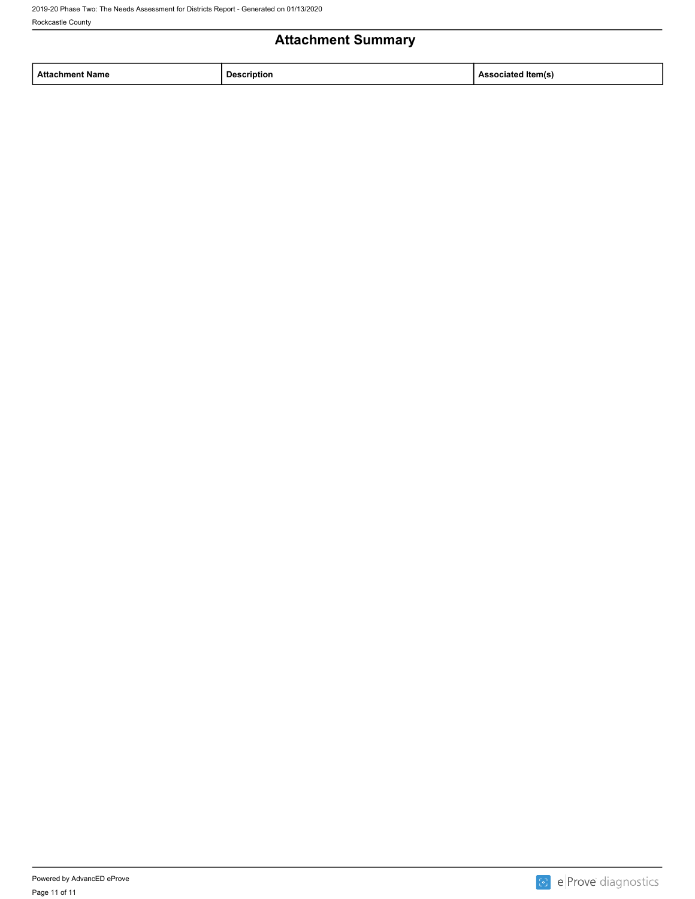# Attachment Summary

| Attachment Name | Description | Associated Item(s) |
| --- | --- | --- |